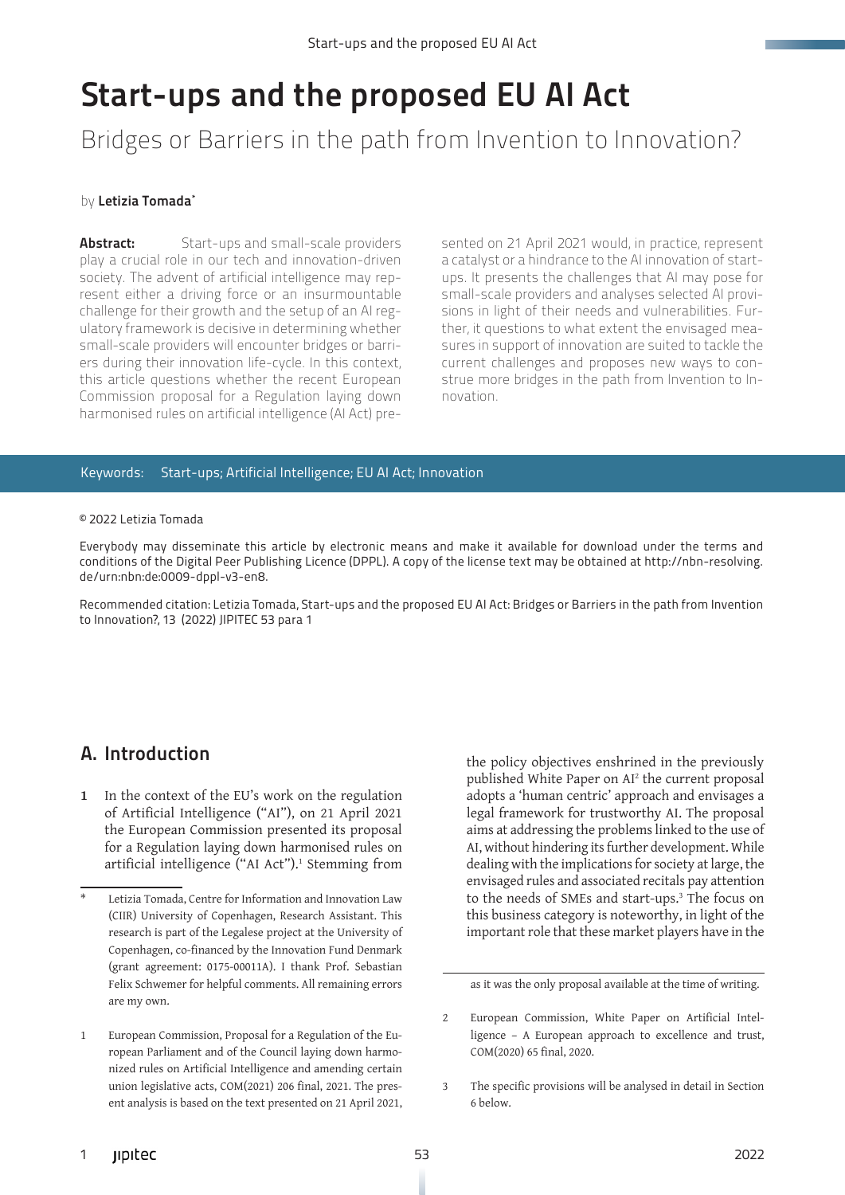# Start-ups and the proposed EU AI Act

## Bridges or Barriers in the path from Invention to Innovation?

by **Letizia Tomada**[*]

**Abstract:** Start-ups and small-scale providers play a crucial role in our tech and innovation-driven society. The advent of artificial intelligence may represent either a driving force or an insurmountable challenge for their growth and the setup of an AI regulatory framework is decisive in determining whether small-scale providers will encounter bridges or barriers during their innovation life-cycle. In this context, this article questions whether the recent European Commission proposal for a Regulation laying down harmonised rules on artificial intelligence (AI Act) presented on 21 April 2021 would, in practice, represent a catalyst or a hindrance to the AI innovation of start-ups. It presents the challenges that AI may pose for small-scale providers and analyses selected AI provisions in light of their needs and vulnerabilities. Further, it questions to what extent the envisaged measures in support of innovation are suited to tackle the current challenges and proposes new ways to construe more bridges in the path from Invention to Innovation.

Keywords: Start-ups; Artificial Intelligence; EU AI Act; Innovation

© 2022 Letizia Tomada

Everybody may disseminate this article by electronic means and make it available for download under the terms and conditions of the Digital Peer Publishing Licence (DPPL). A copy of the license text may be obtained at http://nbn-resolving.de/urn:nbn:de:0009-dppl-v3-en8.

Recommended citation: Letizia Tomada, Start-ups and the proposed EU AI Act: Bridges or Barriers in the path from Invention to Innovation?, 13 (2022) JIPITEC 53 para 1

## A. Introduction

1 In the context of the EU's work on the regulation of Artificial Intelligence ("AI"), on 21 April 2021 the European Commission presented its proposal for a Regulation laying down harmonised rules on artificial intelligence ("AI Act").[1] Stemming from the policy objectives enshrined in the previously published White Paper on AI[2] the current proposal adopts a 'human centric' approach and envisages a legal framework for trustworthy AI. The proposal aims at addressing the problems linked to the use of AI, without hindering its further development. While dealing with the implications for society at large, the envisaged rules and associated recitals pay attention to the needs of SMEs and start-ups.[3] The focus on this business category is noteworthy, in light of the important role that these market players have in the

---

\* Letizia Tomada, Centre for Information and Innovation Law (CIIR) University of Copenhagen, Research Assistant. This research is part of the Legalese project at the University of Copenhagen, co-financed by the Innovation Fund Denmark (grant agreement: 0175-00011A). I thank Prof. Sebastian Felix Schwemer for helpful comments. All remaining errors are my own.

1 European Commission, Proposal for a Regulation of the European Parliament and of the Council laying down harmonized rules on Artificial Intelligence and amending certain union legislative acts, COM(2021) 206 final, 2021. The present analysis is based on the text presented on 21 April 2021, as it was the only proposal available at the time of writing.

2 European Commission, White Paper on Artificial Intelligence – A European approach to excellence and trust, COM(2020) 65 final, 2020.

3 The specific provisions will be analysed in detail in Section 6 below.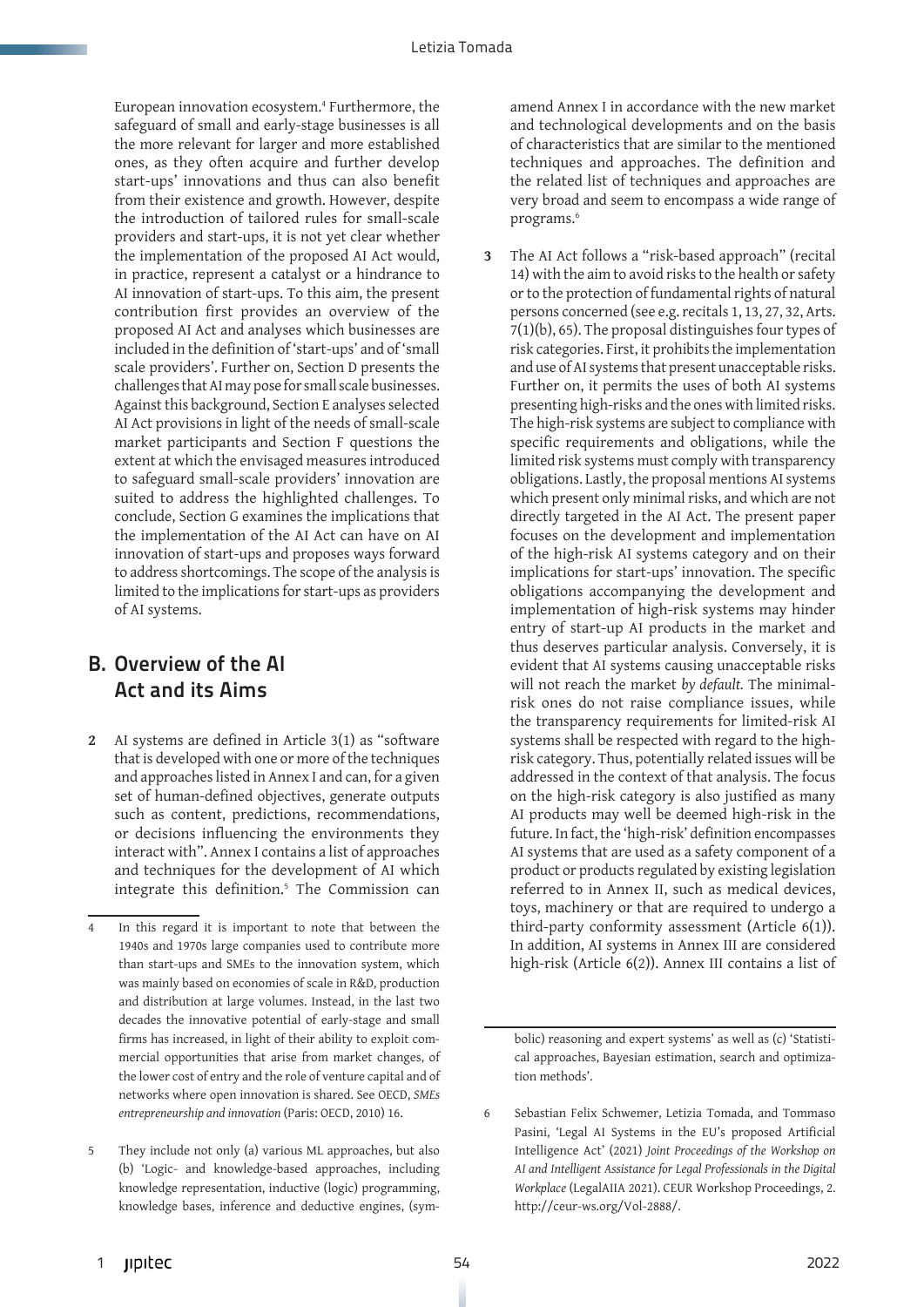European innovation ecosystem.[4] Furthermore, the safeguard of small and early-stage businesses is all the more relevant for larger and more established ones, as they often acquire and further develop start-ups' innovations and thus can also benefit from their existence and growth. However, despite the introduction of tailored rules for small-scale providers and start-ups, it is not clear whether the implementation of the proposed AI Act would, in practice, represent a catalyst or a hindrance to AI innovation of start-ups. To this aim, the present contribution first provides an overview of the proposed AI Act and analyses which businesses are included in the definition of 'start-ups' and of 'small scale providers'. Further on, Section D presents the challenges that AI may pose for small scale businesses. Against this background, Section E analyses selected AI Act provisions in light of the needs of small-scale market participants and Section F questions the extent at which the envisaged measures introduced to safeguard small-scale providers' innovation are suited to address the highlighted challenges. To conclude, Section G examines the implications that the implementation of the AI Act can have on AI innovation of start-ups and proposes ways forward to address shortcomings. The scope of the analysis is limited to the implications for start-ups as providers of AI systems.

## B. Overview of the AI Act and its Aims

**2** AI systems are defined in Article 3(1) as "software that is developed with one or more of the techniques and approaches listed in Annex I and can, for a given set of human-defined objectives, generate outputs such as content, predictions, recommendations, or decisions influencing the environments they interact with". Annex I contains a list of approaches and techniques for the development of AI which integrate this definition.[5] The Commission can amend Annex I in accordance with the new market and technological developments and on the basis of characteristics that are similar to the mentioned techniques and approaches. The definition and the related list of techniques and approaches are very broad and seem to encompass a wide range of programs.[6]

**3** The AI Act follows a "risk-based approach" (recital 14) with the aim to avoid risks to the health or safety or to the protection of fundamental rights of natural persons concerned (see e.g. recitals 1, 13, 27, 32, Arts. 7(1)(b), 65). The proposal distinguishes four types of risk categories. First, it prohibits the implementation and use of AI systems that present unacceptable risks. Further on, it permits the uses of both AI systems presenting high-risks and the ones with limited risks. The high-risk systems are subject to compliance with specific requirements and obligations, while the limited risk systems must comply with transparency obligations. Lastly, the proposal mentions AI systems which present only minimal risks, and which are not directly targeted in the AI Act. The present paper focuses on the development and implementation of the high-risk AI systems category and on their implications for start-ups' innovation. The specific obligations accompanying the development and implementation of high-risk systems may hinder entry of start-up AI products in the market and thus deserves particular analysis. Conversely, it is evident that AI systems causing unacceptable risks will not reach the market *by default.* The minimal-risk ones do not raise compliance issues, while the transparency requirements for limited-risk AI systems shall be respected with regard to the high-risk category. Thus, potentially related issues will be addressed in the context of that analysis. The focus on the high-risk category is also justified as many AI products may well be deemed high-risk in the future. In fact, the 'high-risk' definition encompasses AI systems that are used as a safety component of a product or products regulated by existing legislation referred to in Annex II, such as medical devices, toys, machinery or that are required to undergo a third-party conformity assessment (Article 6(1)). In addition, AI systems in Annex III are considered high-risk (Article 6(2)). Annex III contains a list of

---

4 In this regard it is important to note that between the 1940s and 1970s large companies used to contribute more than start-ups and SMEs to the innovation system, which was mainly based on economies of scale in R&D, production and distribution at large volumes. Instead, in the last two decades the innovative potential of early-stage and small firms has increased, in light of their ability to exploit commercial opportunities that arise from market changes, of the lower cost of entry and the role of venture capital and of networks where open innovation is shared. See OECD, *SMEs entrepreneurship and innovation* (Paris: OECD, 2010) 16.

5 They include not only (a) various ML approaches, but also (b) 'Logic- and knowledge-based approaches, including knowledge representation, inductive (logic) programming, knowledge bases, inference and deductive engines, (symbolic) reasoning and expert systems' as well as (c) 'Statistical approaches, Bayesian estimation, search and optimization methods'.

6 Sebastian Felix Schwemer, Letizia Tomada, and Tommaso Pasini, 'Legal AI Systems in the EU's proposed Artificial Intelligence Act' (2021) *Joint Proceedings of the Workshop on AI and Intelligent Assistance for Legal Professionals in the Digital Workplace* (LegalAIIA 2021). CEUR Workshop Proceedings, 2. http://ceur-ws.org/Vol-2888/.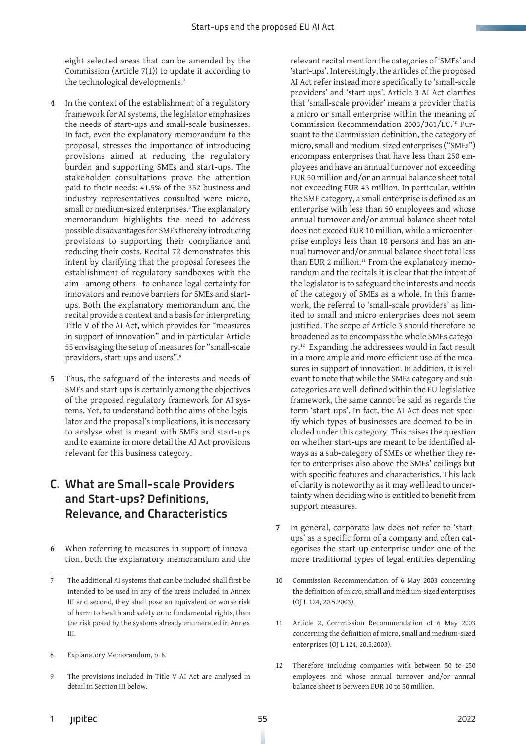eight selected areas that can be amended by the Commission (Article 7(1)) to update it according to the technological developments.[7]

**4** In the context of the establishment of a regulatory framework for AI systems, the legislator emphasizes the needs of start-ups and small-scale businesses. In fact, even the explanatory memorandum to the proposal, stresses the importance of introducing provisions aimed at reducing the regulatory burden and supporting SMEs and start-ups. The stakeholder consultations prove the attention paid to their needs: 41.5% of the 352 business and industry representatives consulted were micro, small or medium-sized enterprises.[8] The explanatory memorandum highlights the need to address possible disadvantages for SMEs thereby introducing provisions to supporting their compliance and reducing their costs. Recital 72 demonstrates this intent by clarifying that the proposal foresees the establishment of regulatory sandboxes with the aim—among others—to enhance legal certainty for innovators and remove barriers for SMEs and start-ups. Both the explanatory memorandum and the recital provide a context and a basis for interpreting Title V of the AI Act, which provides for "measures in support of innovation" and in particular Article 55 envisaging the setup of measures for "small-scale providers, start-ups and users".[9]

**5** Thus, the safeguard of the interests and needs of SMEs and start-ups is certainly among the objectives of the proposed regulatory framework for AI systems. Yet, to understand both the aims of the legislator and the proposal's implications, it is necessary to analyse what is meant with SMEs and start-ups and to examine in more detail the AI Act provisions relevant for this business category.

## C. What are Small-scale Providers and Start-ups? Definitions, Relevance, and Characteristics

**6** When referring to measures in support of innovation, both the explanatory memorandum and the relevant recital mention the categories of 'SMEs' and 'start-ups'. Interestingly, the articles of the proposed AI Act refer instead more specifically to 'small-scale providers' and 'start-ups'. Article 3 AI Act clarifies that 'small-scale provider' means a provider that is a micro or small enterprise within the meaning of Commission Recommendation 2003/361/EC.[10] Pursuant to the Commission definition, the category of micro, small and medium-sized enterprises ("SMEs") encompass enterprises that have less than 250 employees and have an annual turnover not exceeding EUR 50 million and/or an annual balance sheet total not exceeding EUR 43 million. In particular, within the SME category, a small enterprise is defined as an enterprise with less than 50 employees and whose annual turnover and/or annual balance sheet total does not exceed EUR 10 million, while a microenterprise employs less than 10 persons and has an annual turnover and/or annual balance sheet total less than EUR 2 million.[11] From the explanatory memorandum and the recitals it is clear that the intent of the legislator is to safeguard the interests and needs of the category of SMEs as a whole. In this framework, the referral to 'small-scale providers' as limited to small and micro enterprises does not seem justified. The scope of Article 3 should therefore be broadened as to encompass the whole SMEs category.[12] Expanding the addressees would in fact result in a more ample and more efficient use of the measures in support of innovation. In addition, it is relevant to note that while the SMEs category and subcategories are well-defined within the EU legislative framework, the same cannot be said as regards the term 'start-ups'. In fact, the AI Act does not specify which types of businesses are deemed to be included under this category. This raises the question on whether start-ups are meant to be identified always as a sub-category of SMEs or whether they refer to enterprises also above the SMEs' ceilings but with specific features and characteristics. This lack of clarity is noteworthy as it may well lead to uncertainty when deciding who is entitled to benefit from support measures.

**7** In general, corporate law does not refer to 'start-ups' as a specific form of a company and often categorises the start-up enterprise under one of the more traditional types of legal entities depending

---

7 The additional AI systems that can be included shall first be intended to be used in any of the areas included in Annex III and second, they shall pose an equivalent or worse risk of harm to health and safety or to fundamental rights, than the risk posed by the systems already enumerated in Annex III.

8 Explanatory Memorandum, p. 8.

9 The provisions included in Title V AI Act are analysed in detail in Section III below.

10 Commission Recommendation of 6 May 2003 concerning the definition of micro, small and medium-sized enterprises (OJ L 124, 20.5.2003).

11 Article 2, Commission Recommendation of 6 May 2003 concerning the definition of micro, small and medium-sized enterprises (OJ L 124, 20.5.2003).

12 Therefore including companies with between 50 to 250 employees and whose annual turnover and/or annual balance sheet is between EUR 10 to 50 million.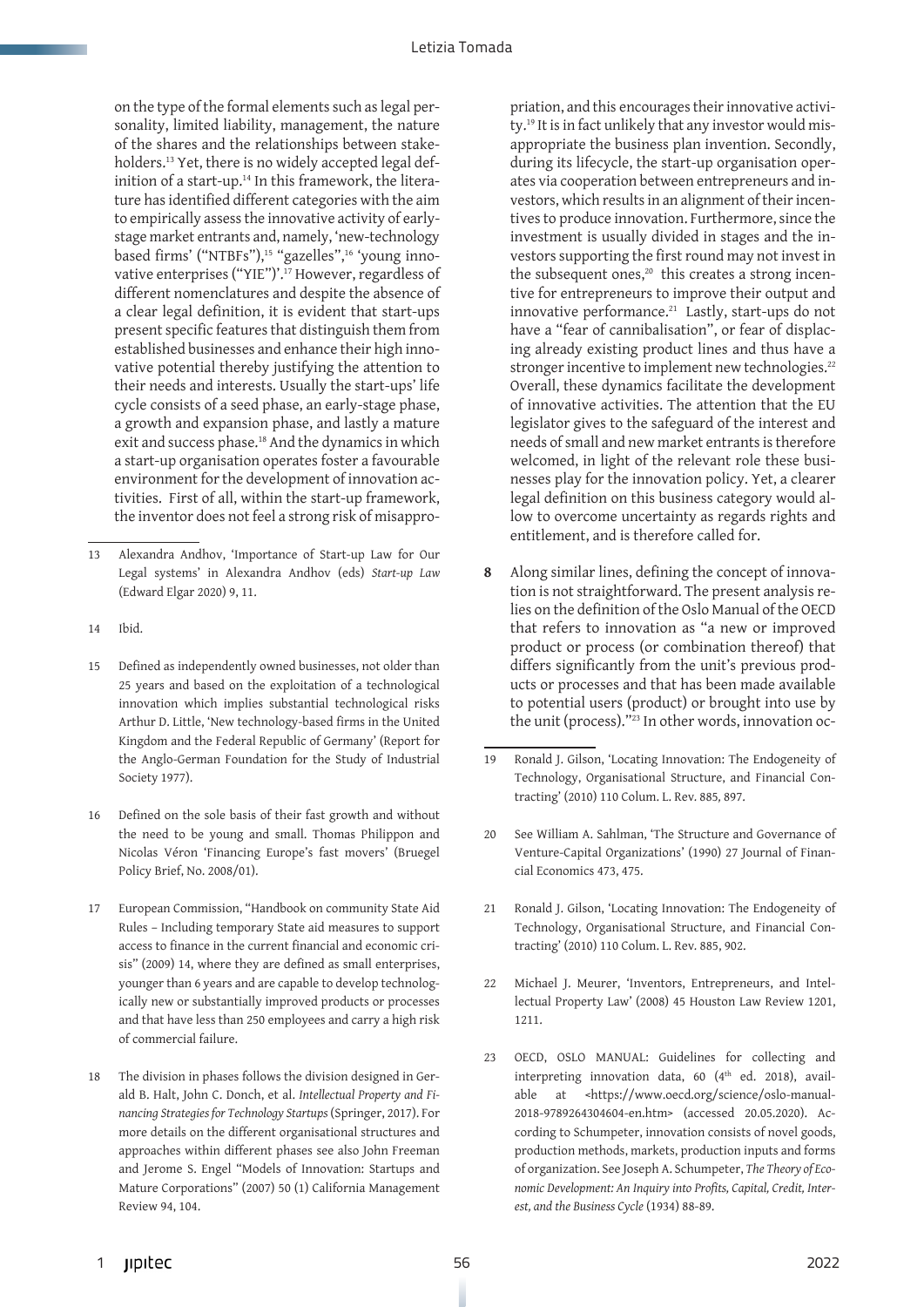on the type of the formal elements such as legal personality, limited liability, management, the nature of the shares and the relationships between stakeholders.[13] Yet, there is no widely accepted legal definition of a start-up.[14] In this framework, the literature has identified different categories with the aim to empirically assess the innovative activity of early-stage market entrants and, namely, 'new-technology based firms' ("NTBFs"),[15] "gazelles",[16] 'young innovative enterprises ("YIE")'.[17] However, regardless of different nomenclatures and despite the absence of a clear legal definition, it is evident that start-ups present specific features that distinguish them from established businesses and enhance their high innovative potential thereby justifying the attention to their needs and interests. Usually the start-ups' life cycle consists of a seed phase, an early-stage phase, a growth and expansion phase, and lastly a mature exit and success phase.[18] And the dynamics in which a start-up organisation operates foster a favourable environment for the development of innovation activities. First of all, within the start-up framework, the inventor does not feel a strong risk of misappropriation, and this encourages their innovative activity.[19] It is in fact unlikely that any investor would misappropriate the business plan invention. Secondly, during its lifecycle, the start-up organisation operates via cooperation between entrepreneurs and investors, which results in an alignment of their incentives to produce innovation. Furthermore, since the investment is usually divided in stages and the investors supporting the first round may not invest in the subsequent ones,[20] this creates a strong incentive for entrepreneurs to improve their output and innovative performance.[21] Lastly, start-ups do not have a "fear of cannibalisation", or fear of displacing already existing product lines and thus have a stronger incentive to implement new technologies.[22] Overall, these dynamics facilitate the development of innovative activities. The attention that the EU legislator gives to the safeguard of the interest and needs of small and new market entrants is therefore welcomed, in light of the relevant role these businesses play for the innovation policy. Yet, a clearer legal definition on this business category would allow to overcome uncertainty as regards rights and entitlement, and is therefore called for.

**8** Along similar lines, defining the concept of innovation is not straightforward. The present analysis relies on the definition of the Oslo Manual of the OECD that refers to innovation as "a new or improved product or process (or combination thereof) that differs significantly from the unit's previous products or processes and that has been made available to potential users (product) or brought into use by the unit (process)."[23] In other words, innovation oc-

---

13 Alexandra Andhov, 'Importance of Start-up Law for Our Legal systems' in Alexandra Andhov (eds) *Start-up Law* (Edward Elgar 2020) 9, 11.

14 Ibid.

15 Defined as independently owned businesses, not older than 25 years and based on the exploitation of a technological innovation which implies substantial technological risks Arthur D. Little, 'New technology-based firms in the United Kingdom and the Federal Republic of Germany' (Report for the Anglo-German Foundation for the Study of Industrial Society 1977).

16 Defined on the sole basis of their fast growth and without the need to be young and small. Thomas Philippon and Nicolas Véron 'Financing Europe's fast movers' (Bruegel Policy Brief, No. 2008/01).

17 European Commission, "Handbook on community State Aid Rules – Including temporary State aid measures to support access to finance in the current financial and economic crisis" (2009) 14, where they are defined as small enterprises, younger than 6 years and are capable to develop technologically new or substantially improved products or processes and that have less than 250 employees and carry a high risk of commercial failure.

18 The division in phases follows the division designed in Gerald B. Halt, John C. Donch, et al. *Intellectual Property and Financing Strategies for Technology Startups* (Springer, 2017). For more details on the different organisational structures and approaches within different phases see also John Freeman and Jerome S. Engel "Models of Innovation: Startups and Mature Corporations" (2007) 50 (1) California Management Review 94, 104.

19 Ronald J. Gilson, 'Locating Innovation: The Endogeneity of Technology, Organisational Structure, and Financial Contracting' (2010) 110 Colum. L. Rev. 885, 897.

20 See William A. Sahlman, 'The Structure and Governance of Venture-Capital Organizations' (1990) 27 Journal of Financial Economics 473, 475.

21 Ronald J. Gilson, 'Locating Innovation: The Endogeneity of Technology, Organisational Structure, and Financial Contracting' (2010) 110 Colum. L. Rev. 885, 902.

22 Michael J. Meurer, 'Inventors, Entrepreneurs, and Intellectual Property Law' (2008) 45 Houston Law Review 1201, 1211.

23 OECD, OSLO MANUAL: Guidelines for collecting and interpreting innovation data, 60 (4th ed. 2018), available at <https://www.oecd.org/science/oslo-manual-2018-9789264304604-en.htm> (accessed 20.05.2020). According to Schumpeter, innovation consists of novel goods, production methods, markets, production inputs and forms of organization. See Joseph A. Schumpeter, *The Theory of Economic Development: An Inquiry into Profits, Capital, Credit, Interest, and the Business Cycle* (1934) 88-89.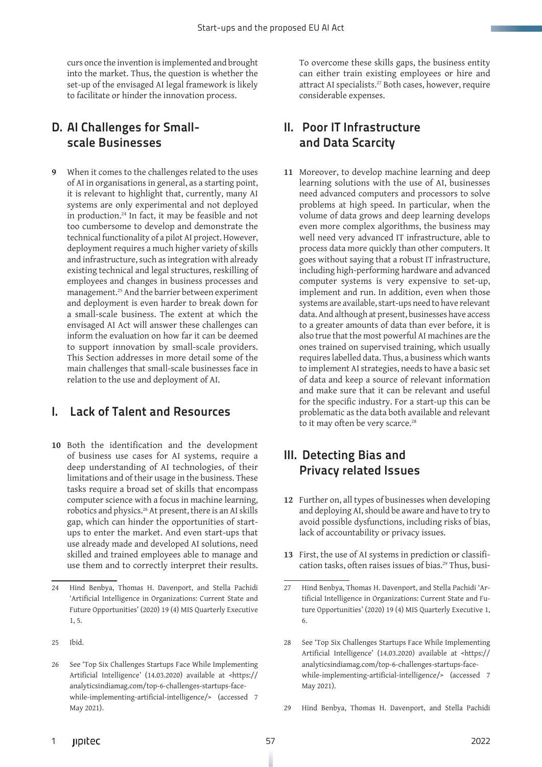curs once the invention is implemented and brought into the market. Thus, the question is whether the set-up of the envisaged AI legal framework is likely to facilitate or hinder the innovation process.

## D. AI Challenges for Small-scale Businesses

**9** When it comes to the challenges related to the uses of AI in organisations in general, as a starting point, it is relevant to highlight that, currently, many AI systems are only experimental and not deployed in production.[24] In fact, it may be feasible and not too cumbersome to develop and demonstrate the technical functionality of a pilot AI project. However, deployment requires a much higher variety of skills and infrastructure, such as integration with already existing technical and legal structures, reskilling of employees and changes in business processes and management.[25] And the barrier between experiment and deployment is even harder to break down for a small-scale business. The extent at which the envisaged AI Act will answer these challenges can inform the evaluation on how far it can be deemed to support innovation by small-scale providers. This Section addresses in more detail some of the main challenges that small-scale businesses face in relation to the use and deployment of AI.

### I. Lack of Talent and Resources

**10** Both the identification and the development of business use cases for AI systems, require a deep understanding of AI technologies, of their limitations and of their usage in the business. These tasks require a broad set of skills that encompass computer science with a focus in machine learning, robotics and physics.[26] At present, there is an AI skills gap, which can hinder the opportunities of start-ups to enter the market. And even start-ups that use already made and developed AI solutions, need skilled and trained employees able to manage and use them and to correctly interpret their results. To overcome these skills gaps, the business entity can either train existing employees or hire and attract AI specialists.[27] Both cases, however, require considerable expenses.

### II. Poor IT Infrastructure and Data Scarcity

**11** Moreover, to develop machine learning and deep learning solutions with the use of AI, businesses need advanced computers and processors to solve problems at high speed. In particular, when the volume of data grows and deep learning develops even more complex algorithms, the business may well need very advanced IT infrastructure, able to process data more quickly than other computers. It goes without saying that a robust IT infrastructure, including high-performing hardware and advanced computer systems is very expensive to set-up, implement and run. In addition, even when those systems are available, start-ups need to have relevant data. And although at present, businesses have access to a greater amounts of data than ever before, it is also true that the most powerful AI machines are the ones trained on supervised training, which usually requires labelled data. Thus, a business which wants to implement AI strategies, needs to have a basic set of data and keep a source of relevant information and make sure that it can be relevant and useful for the specific industry. For a start-up this can be problematic as the data both available and relevant to it may often be very scarce.[28]

### III. Detecting Bias and Privacy related Issues

**12** Further on, all types of businesses when developing and deploying AI, should be aware and have to try to avoid possible dysfunctions, including risks of bias, lack of accountability or privacy issues.

**13** First, the use of AI systems in prediction or classification tasks, often raises issues of bias.[29] Thus, busi-

---

24 Hind Benbya, Thomas H. Davenport, and Stella Pachidi 'Artificial Intelligence in Organizations: Current State and Future Opportunities' (2020) 19 (4) MIS Quarterly Executive 1, 5.

25 Ibid.

26 See 'Top Six Challenges Startups Face While Implementing Artificial Intelligence' (14.03.2020) available at <https://analyticsindiamag.com/top-6-challenges-startups-face-while-implementing-artificial-intelligence/> (accessed 7 May 2021).

27 Hind Benbya, Thomas H. Davenport, and Stella Pachidi 'Artificial Intelligence in Organizations: Current State and Future Opportunities' (2020) 19 (4) MIS Quarterly Executive 1, 6.

28 See 'Top Six Challenges Startups Face While Implementing Artificial Intelligence' (14.03.2020) available at <https://analyticsindiamag.com/top-6-challenges-startups-face-while-implementing-artificial-intelligence/> (accessed 7 May 2021).

29 Hind Benbya, Thomas H. Davenport, and Stella Pachidi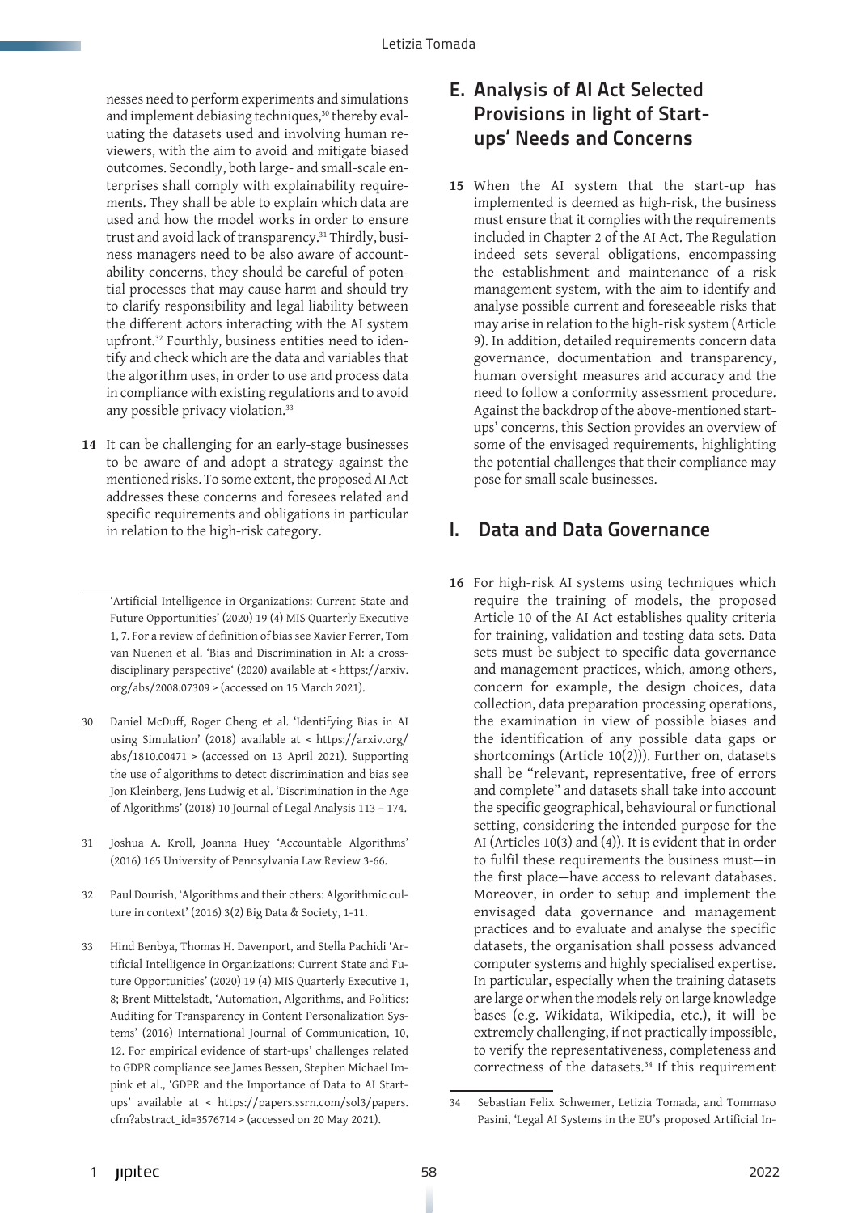nesses need to perform experiments and simulations and implement debiasing techniques,[30] thereby evaluating the datasets used and involving human reviewers, with the aim to avoid and mitigate biased outcomes. Secondly, both large- and small-scale enterprises shall comply with explainability requirements. They shall be able to explain which data are used and how the model works in order to ensure trust and avoid lack of transparency.[31] Thirdly, business managers need to be also aware of accountability concerns, they should be careful of potential processes that may cause harm and should try to clarify responsibility and legal liability between the different actors interacting with the AI system upfront.[32] Fourthly, business entities need to identify and check which are the data and variables that the algorithm uses, in order to use and process data in compliance with existing regulations and to avoid any possible privacy violation.[33]

**14** It can be challenging for an early-stage businesses to be aware of and adopt a strategy against the mentioned risks. To some extent, the proposed AI Act addresses these concerns and foresees related and specific requirements and obligations in particular in relation to the high-risk category.

## E. Analysis of AI Act Selected Provisions in light of Start-ups' Needs and Concerns

**15** When the AI system that the start-up has implemented is deemed as high-risk, the business must ensure that it complies with the requirements included in Chapter 2 of the AI Act. The Regulation indeed sets several obligations, encompassing the establishment and maintenance of a risk management system, with the aim to identify and analyse possible current and foreseeable risks that may arise in relation to the high-risk system (Article 9). In addition, detailed requirements concern data governance, documentation and transparency, human oversight measures and accuracy and the need to follow a conformity assessment procedure. Against the backdrop of the above-mentioned start-ups' concerns, this Section provides an overview of some of the envisaged requirements, highlighting the potential challenges that their compliance may pose for small scale businesses.

### I. Data and Data Governance

**16** For high-risk AI systems using techniques which require the training of models, the proposed Article 10 of the AI Act establishes quality criteria for training, validation and testing data sets. Data sets must be subject to specific data governance and management practices, which, among others, concern for example, the design choices, data collection, data preparation processing operations, the examination in view of possible biases and the identification of any possible data gaps or shortcomings (Article 10(2))). Further on, datasets shall be "relevant, representative, free of errors and complete" and datasets shall take into account the specific geographical, behavioural or functional setting, considering the intended purpose for the AI (Articles 10(3) and (4)). It is evident that in order to fulfil these requirements the business must—in the first place—have access to relevant databases. Moreover, in order to setup and implement the envisaged data governance and management practices and to evaluate and analyse the specific datasets, the organisation shall possess advanced computer systems and highly specialised expertise. In particular, especially when the training datasets are large or when the models rely on large knowledge bases (e.g. Wikidata, Wikipedia, etc.), it will be extremely challenging, if not practically impossible, to verify the representativeness, completeness and correctness of the datasets.[34] If this requirement

---

'Artificial Intelligence in Organizations: Current State and Future Opportunities' (2020) 19 (4) MIS Quarterly Executive 1, 7. For a review of definition of bias see Xavier Ferrer, Tom van Nuenen et al. 'Bias and Discrimination in AI: a cross-disciplinary perspective' (2020) available at < https://arxiv.org/abs/2008.07309 > (accessed on 15 March 2021).

30 Daniel McDuff, Roger Cheng et al. 'Identifying Bias in AI using Simulation' (2018) available at < https://arxiv.org/abs/1810.00471 > (accessed on 13 April 2021). Supporting the use of algorithms to detect discrimination and bias see Jon Kleinberg, Jens Ludwig et al. 'Discrimination in the Age of Algorithms' (2018) 10 Journal of Legal Analysis 113 – 174.

31 Joshua A. Kroll, Joanna Huey 'Accountable Algorithms' (2016) 165 University of Pennsylvania Law Review 3-66.

32 Paul Dourish, 'Algorithms and their others: Algorithmic culture in context' (2016) 3(2) Big Data & Society, 1-11.

33 Hind Benbya, Thomas H. Davenport, and Stella Pachidi 'Artificial Intelligence in Organizations: Current State and Future Opportunities' (2020) 19 (4) MIS Quarterly Executive 1, 8; Brent Mittelstadt, 'Automation, Algorithms, and Politics: Auditing for Transparency in Content Personalization Systems' (2016) International Journal of Communication, 10, 12. For empirical evidence of start-ups' challenges related to GDPR compliance see James Bessen, Stephen Michael Impink et al., 'GDPR and the Importance of Data to AI Start-ups' available at < https://papers.ssrn.com/sol3/papers.cfm?abstract_id=3576714 > (accessed on 20 May 2021).

34 Sebastian Felix Schwemer, Letizia Tomada, and Tommaso Pasini, 'Legal AI Systems in the EU's proposed Artificial In-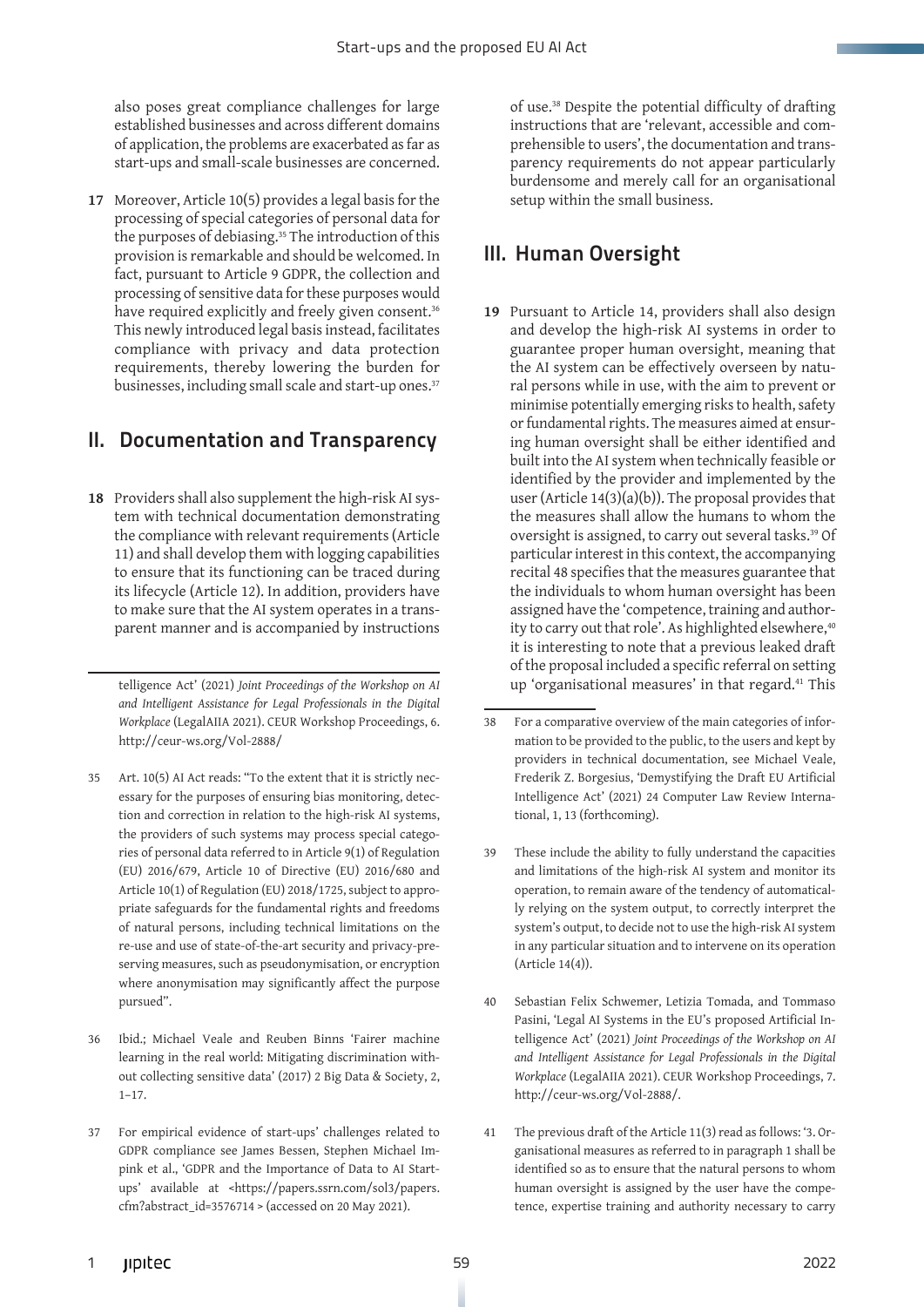also poses great compliance challenges for large established businesses and across different domains of application, the problems are exacerbated as far as start-ups and small-scale businesses are concerned.

**17** Moreover, Article 10(5) provides a legal basis for the processing of special categories of personal data for the purposes of debiasing.[35] The introduction of this provision is remarkable and should be welcomed. In fact, pursuant to Article 9 GDPR, the collection and processing of sensitive data for these purposes would have required explicitly and freely given consent.[36] This newly introduced legal basis instead, facilitates compliance with privacy and data protection requirements, thereby lowering the burden for businesses, including small scale and start-up ones.[37]

## II. Documentation and Transparency

**18** Providers shall also supplement the high-risk AI system with technical documentation demonstrating the compliance with relevant requirements (Article 11) and shall develop them with logging capabilities to ensure that its functioning can be traced during its lifecycle (Article 12). In addition, providers have to make sure that the AI system operates in a transparent manner and is accompanied by instructions of use.[38] Despite the potential difficulty of drafting instructions that are 'relevant, accessible and comprehensible to users', the documentation and transparency requirements do not appear particularly burdensome and merely call for an organisational setup within the small business.

## III. Human Oversight

**19** Pursuant to Article 14, providers shall also design and develop the high-risk AI systems in order to guarantee proper human oversight, meaning that the AI system can be effectively overseen by natural persons while in use, with the aim to prevent or minimise potentially emerging risks to health, safety or fundamental rights. The measures aimed at ensuring human oversight shall be either identified and built into the AI system when technically feasible or identified by the provider and implemented by the user (Article 14(3)(a)(b)). The proposal provides that the measures shall allow the humans to whom the oversight is assigned, to carry out several tasks.[39] Of particular interest in this context, the accompanying recital 48 specifies that the measures guarantee that the individuals to whom human oversight has been assigned have the 'competence, training and authority to carry out that role'. As highlighted elsewhere,[40] it is interesting to note that a previous leaked draft of the proposal included a specific referral on setting up 'organisational measures' in that regard.[41] This

---

telligence Act' (2021) *Joint Proceedings of the Workshop on AI and Intelligent Assistance for Legal Professionals in the Digital Workplace* (LegalAIIA 2021). CEUR Workshop Proceedings, 6. http://ceur-ws.org/Vol-2888/

35 Art. 10(5) AI Act reads: "To the extent that it is strictly necessary for the purposes of ensuring bias monitoring, detection and correction in relation to the high-risk AI systems, the providers of such systems may process special categories of personal data referred to in Article 9(1) of Regulation (EU) 2016/679, Article 10 of Directive (EU) 2016/680 and Article 10(1) of Regulation (EU) 2018/1725, subject to appropriate safeguards for the fundamental rights and freedoms of natural persons, including technical limitations on the re-use and use of state-of-the-art security and privacy-preserving measures, such as pseudonymisation, or encryption where anonymisation may significantly affect the purpose pursued".

36 Ibid.; Michael Veale and Reuben Binns 'Fairer machine learning in the real world: Mitigating discrimination without collecting sensitive data' (2017) 2 Big Data & Society, 2, 1–17.

37 For empirical evidence of start-ups' challenges related to GDPR compliance see James Bessen, Stephen Michael Impink et al., 'GDPR and the Importance of Data to AI Startups' available at <https://papers.ssrn.com/sol3/papers.cfm?abstract_id=3576714 > (accessed on 20 May 2021).

38 For a comparative overview of the main categories of information to be provided to the public, to the users and kept by providers in technical documentation, see Michael Veale, Frederik Z. Borgesius, 'Demystifying the Draft EU Artificial Intelligence Act' (2021) 24 Computer Law Review International, 1, 13 (forthcoming).

39 These include the ability to fully understand the capacities and limitations of the high-risk AI system and monitor its operation, to remain aware of the tendency of automatically relying on the system output, to correctly interpret the system's output, to decide not to use the high-risk AI system in any particular situation and to intervene on its operation (Article 14(4)).

40 Sebastian Felix Schwemer, Letizia Tomada, and Tommaso Pasini, 'Legal AI Systems in the EU's proposed Artificial Intelligence Act' (2021) *Joint Proceedings of the Workshop on AI and Intelligent Assistance for Legal Professionals in the Digital Workplace* (LegalAIIA 2021). CEUR Workshop Proceedings, 7. http://ceur-ws.org/Vol-2888/.

41 The previous draft of the Article 11(3) read as follows: '3. Organisational measures as referred to in paragraph 1 shall be identified so as to ensure that the natural persons to whom human oversight is assigned by the user have the competence, expertise training and authority necessary to carry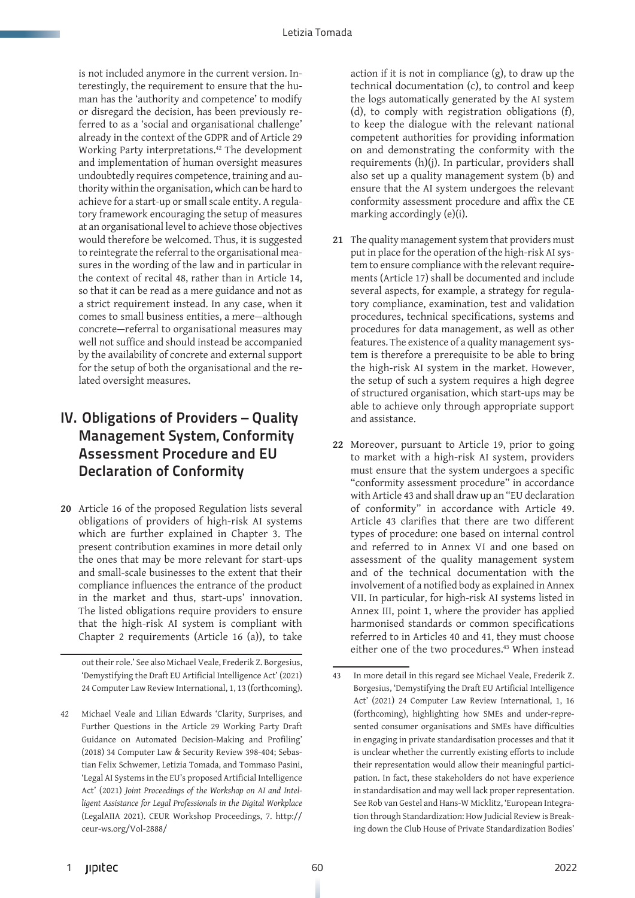is not included anymore in the current version. Interestingly, the requirement to ensure that the human has the 'authority and competence' to modify or disregard the decision, has been previously referred to as a 'social and organisational challenge' already in the context of the GDPR and of Article 29 Working Party interpretations.[42] The development and implementation of human oversight measures undoubtedly requires competence, training and authority within the organisation, which can be hard to achieve for a start-up or small scale entity. A regulatory framework encouraging the setup of measures at an organisational level to achieve those objectives would therefore be welcomed. Thus, it is suggested to reintegrate the referral to the organisational measures in the wording of the law and in particular in the context of recital 48, rather than in Article 14, so that it can be read as a mere guidance and not as a strict requirement instead. In any case, when it comes to small business entities, a mere—although concrete—referral to organisational measures may well not suffice and should instead be accompanied by the availability of concrete and external support for the setup of both the organisational and the related oversight measures.

## IV. Obligations of Providers – Quality Management System, Conformity Assessment Procedure and EU Declaration of Conformity

**20** Article 16 of the proposed Regulation lists several obligations of providers of high-risk AI systems which are further explained in Chapter 3. The present contribution examines in more detail only the ones that may be more relevant for start-ups and small-scale businesses to the extent that their compliance influences the entrance of the product in the market and thus, start-ups' innovation. The listed obligations require providers to ensure that the high-risk AI system is compliant with Chapter 2 requirements (Article 16 (a)), to take action if it is not in compliance (g), to draw up the technical documentation (c), to control and keep the logs automatically generated by the AI system (d), to comply with registration obligations (f), to keep the dialogue with the relevant national competent authorities for providing information on and demonstrating the conformity with the requirements (h)(j). In particular, providers shall also set up a quality management system (b) and ensure that the AI system undergoes the relevant conformity assessment procedure and affix the CE marking accordingly (e)(i).

**21** The quality management system that providers must put in place for the operation of the high-risk AI system to ensure compliance with the relevant requirements (Article 17) shall be documented and include several aspects, for example, a strategy for regulatory compliance, examination, test and validation procedures, technical specifications, systems and procedures for data management, as well as other features. The existence of a quality management system is therefore a prerequisite to be able to bring the high-risk AI system in the market. However, the setup of such a system requires a high degree of structured organisation, which start-ups may be able to achieve only through appropriate support and assistance.

**22** Moreover, pursuant to Article 19, prior to going to market with a high-risk AI system, providers must ensure that the system undergoes a specific "conformity assessment procedure" in accordance with Article 43 and shall draw up an "EU declaration of conformity" in accordance with Article 49. Article 43 clarifies that there are two different types of procedure: one based on internal control and referred to in Annex VI and one based on assessment of the quality management system and of the technical documentation with the involvement of a notified body as explained in Annex VII. In particular, for high-risk AI systems listed in Annex III, point 1, where the provider has applied harmonised standards or common specifications referred to in Articles 40 and 41, they must choose either one of the two procedures.[43] When instead

---

out their role.' See also Michael Veale, Frederik Z. Borgesius, 'Demystifying the Draft EU Artificial Intelligence Act' (2021) 24 Computer Law Review International, 1, 13 (forthcoming).

42 Michael Veale and Lilian Edwards 'Clarity, Surprises, and Further Questions in the Article 29 Working Party Draft Guidance on Automated Decision-Making and Profiling' (2018) 34 Computer Law & Security Review 398-404; Sebastian Felix Schwemer, Letizia Tomada, and Tommaso Pasini, 'Legal AI Systems in the EU's proposed Artificial Intelligence Act' (2021) *Joint Proceedings of the Workshop on AI and Intelligent Assistance for Legal Professionals in the Digital Workplace* (LegalAIIA 2021). CEUR Workshop Proceedings, 7. http://ceur-ws.org/Vol-2888/

43 In more detail in this regard see Michael Veale, Frederik Z. Borgesius, 'Demystifying the Draft EU Artificial Intelligence Act' (2021) 24 Computer Law Review International, 1, 16 (forthcoming), highlighting how SMEs and under-represented consumer organisations and SMEs have difficulties in engaging in private standardisation processes and that it is unclear whether the currently existing efforts to include their representation would allow their meaningful participation. In fact, these stakeholders do not have experience in standardisation and may well lack proper representation. See Rob van Gestel and Hans-W Micklitz, 'European Integration through Standardization: How Judicial Review is Breaking down the Club House of Private Standardization Bodies'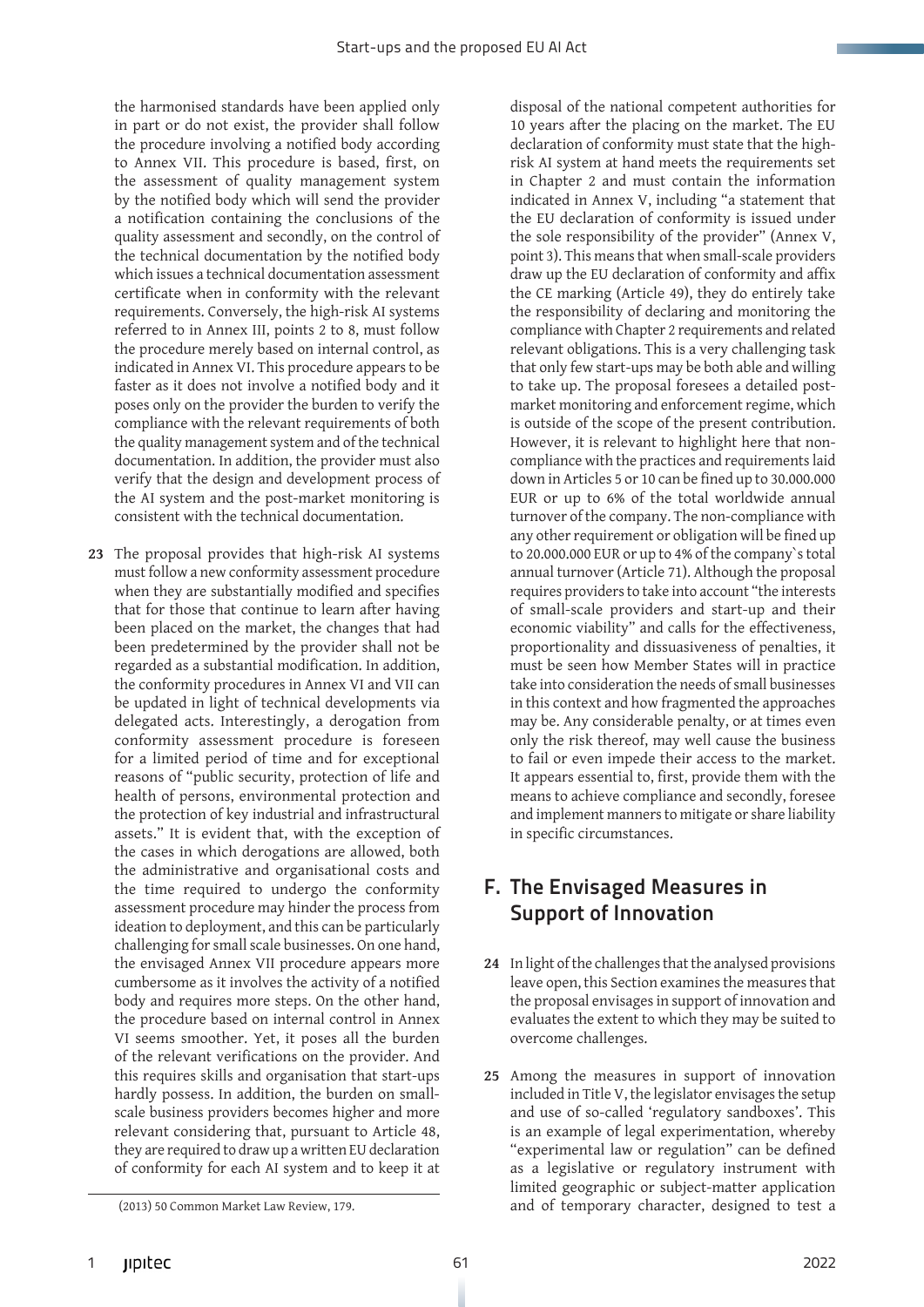the harmonised standards have been applied only in part or do not exist, the provider shall follow the procedure involving a notified body according to Annex VII. This procedure is based, first, on the assessment of quality management system by the notified body which will send the provider a notification containing the conclusions of the quality assessment and secondly, on the control of the technical documentation by the notified body which issues a technical documentation assessment certificate when in conformity with the relevant requirements. Conversely, the high-risk AI systems referred to in Annex III, points 2 to 8, must follow the procedure merely based on internal control, as indicated in Annex VI. This procedure appears to be faster as it does not involve a notified body and it poses only on the provider the burden to verify the compliance with the relevant requirements of both the quality management system and of the technical documentation. In addition, the provider must also verify that the design and development process of the AI system and the post-market monitoring is consistent with the technical documentation.

**23** The proposal provides that high-risk AI systems must follow a new conformity assessment procedure when they are substantially modified and specifies that for those that continue to learn after having been placed on the market, the changes that had been predetermined by the provider shall not be regarded as a substantial modification. In addition, the conformity procedures in Annex VI and VII can be updated in light of technical developments via delegated acts. Interestingly, a derogation from conformity assessment procedure is foreseen for a limited period of time and for exceptional reasons of "public security, protection of life and health of persons, environmental protection and the protection of key industrial and infrastructural assets." It is evident that, with the exception of the cases in which derogations are allowed, both the administrative and organisational costs and the time required to undergo the conformity assessment procedure may hinder the process from ideation to deployment, and this can be particularly challenging for small scale businesses. On one hand, the envisaged Annex VII procedure appears more cumbersome as it involves the activity of a notified body and requires more steps. On the other hand, the procedure based on internal control in Annex VI seems smoother. Yet, it poses all the burden of the relevant verifications on the provider. And this requires skills and organisation that start-ups hardly possess. In addition, the burden on small-scale business providers becomes higher and more relevant considering that, pursuant to Article 48, they are required to draw up a written EU declaration of conformity for each AI system and to keep it at disposal of the national competent authorities for 10 years after the placing on the market. The EU declaration of conformity must state that the high-risk AI system at hand meets the requirements set in Chapter 2 and must contain the information indicated in Annex V, including "a statement that the EU declaration of conformity is issued under the sole responsibility of the provider" (Annex V, point 3). This means that when small-scale providers draw up the EU declaration of conformity and affix the CE marking (Article 49), they do entirely take the responsibility of declaring and monitoring the compliance with Chapter 2 requirements and related relevant obligations. This is a very challenging task that only few start-ups may be both able and willing to take up. The proposal foresees a detailed post-market monitoring and enforcement regime, which is outside of the scope of the present contribution. However, it is relevant to highlight here that non-compliance with the practices and requirements laid down in Articles 5 or 10 can be fined up to 30.000.000 EUR or up to 6% of the total worldwide annual turnover of the company. The non-compliance with any other requirement or obligation will be fined up to 20.000.000 EUR or up to 4% of the company`s total annual turnover (Article 71). Although the proposal requires providers to take into account "the interests of small-scale providers and start-up and their economic viability" and calls for the effectiveness, proportionality and dissuasiveness of penalties, it must be seen how Member States will in practice take into consideration the needs of small businesses in this context and how fragmented the approaches may be. Any considerable penalty, or at times even only the risk thereof, may well cause the business to fail or even impede their access to the market. It appears essential to, first, provide them with the means to achieve compliance and secondly, foresee and implement manners to mitigate or share liability in specific circumstances.

## F. The Envisaged Measures in Support of Innovation

**24** In light of the challenges that the analysed provisions leave open, this Section examines the measures that the proposal envisages in support of innovation and evaluates the extent to which they may be suited to overcome challenges.

**25** Among the measures in support of innovation included in Title V, the legislator envisages the setup and use of so-called 'regulatory sandboxes'. This is an example of legal experimentation, whereby "experimental law or regulation" can be defined as a legislative or regulatory instrument with limited geographic or subject-matter application and of temporary character, designed to test a

(2013) 50 Common Market Law Review, 179.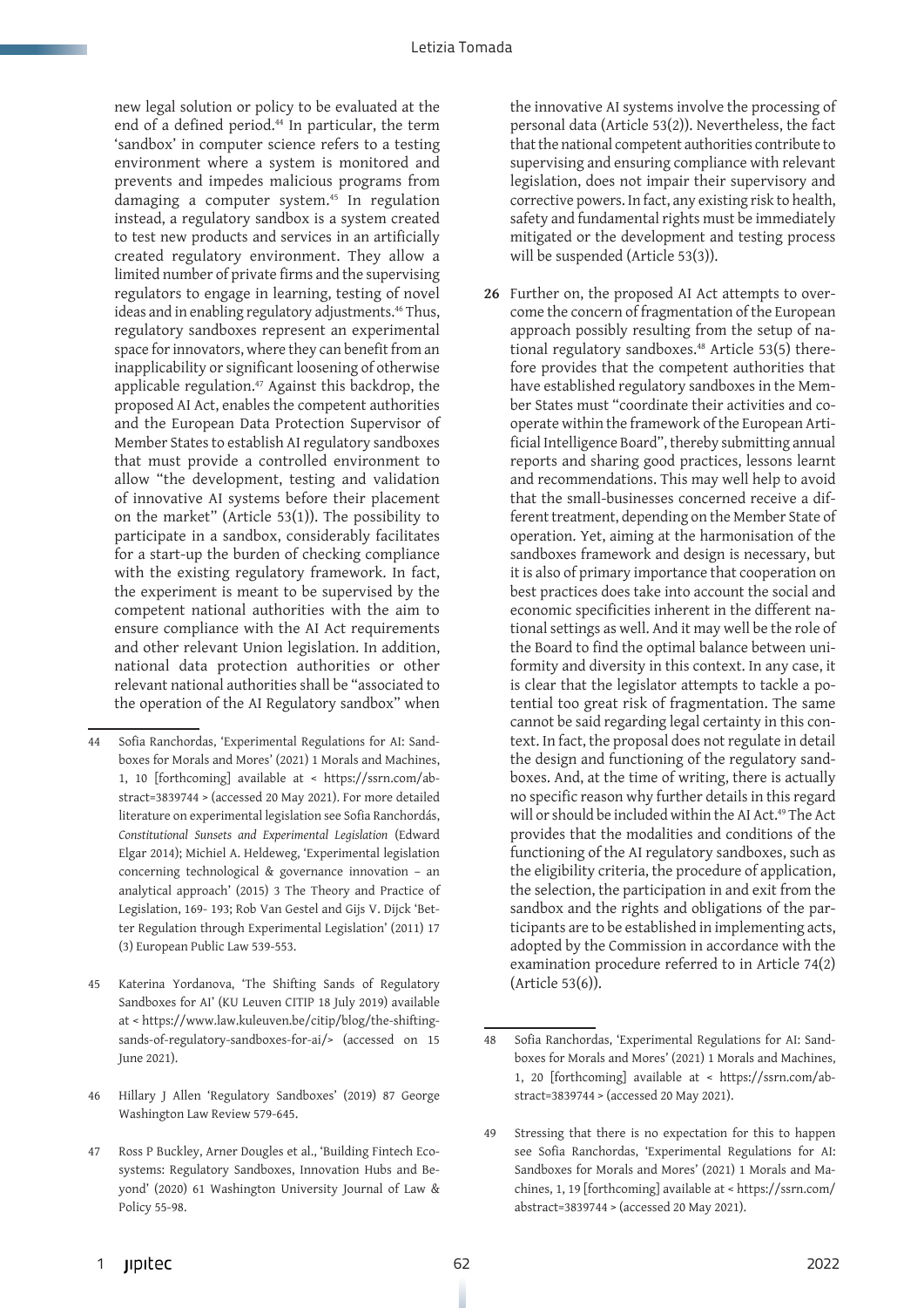new legal solution or policy to be evaluated at the end of a defined period.[44] In particular, the term 'sandbox' in computer science refers to a testing environment where a system is monitored and prevents and impedes malicious programs from damaging a computer system.[45] In regulation instead, a regulatory sandbox is a system created to test new products and services in an artificially created regulatory environment. They allow a limited number of private firms and the supervising regulators to engage in learning, testing of novel ideas and in enabling regulatory adjustments.[46] Thus, regulatory sandboxes represent an experimental space for innovators, where they can benefit from an inapplicability or significant loosening of otherwise applicable regulation.[47] Against this backdrop, the proposed AI Act, enables the competent authorities and the European Data Protection Supervisor of Member States to establish AI regulatory sandboxes that must provide a controlled environment to allow "the development, testing and validation of innovative AI systems before their placement on the market" (Article 53(1)). The possibility to participate in a sandbox, considerably facilitates for a start-up the burden of checking compliance with the existing regulatory framework. In fact, the experiment is meant to be supervised by the competent national authorities with the aim to ensure compliance with the AI Act requirements and other relevant Union legislation. In addition, national data protection authorities or other relevant national authorities shall be "associated to the operation of the AI Regulatory sandbox" when the innovative AI systems involve the processing of personal data (Article 53(2)). Nevertheless, the fact that the national competent authorities contribute to supervising and ensuring compliance with relevant legislation, does not impair their supervisory and corrective powers. In fact, any existing risk to health, safety and fundamental rights must be immediately mitigated or the development and testing process will be suspended (Article 53(3)).

**26** Further on, the proposed AI Act attempts to overcome the concern of fragmentation of the European approach possibly resulting from the setup of national regulatory sandboxes.[48] Article 53(5) therefore provides that the competent authorities that have established regulatory sandboxes in the Member States must "coordinate their activities and cooperate within the framework of the European Artificial Intelligence Board", thereby submitting annual reports and sharing good practices, lessons learnt and recommendations. This may well help to avoid that the small-businesses concerned receive a different treatment, depending on the Member State of operation. Yet, aiming at the harmonisation of the sandboxes framework and design is necessary, but it is also of primary importance that cooperation on best practices does take into account the social and economic specificities inherent in the different national settings as well. And it may well be the role of the Board to find the optimal balance between uniformity and diversity in this context. In any case, it is clear that the legislator attempts to tackle a potential too great risk of fragmentation. The same cannot be said regarding legal certainty in this context. In fact, the proposal does not regulate in detail the design and functioning of the regulatory sandboxes. And, at the time of writing, there is actually no specific reason why further details in this regard will or should be included within the AI Act.[49] The Act provides that the modalities and conditions of the functioning of the AI regulatory sandboxes, such as the eligibility criteria, the procedure of application, the selection, the participation in and exit from the sandbox and the rights and obligations of the participants are to be established in implementing acts, adopted by the Commission in accordance with the examination procedure referred to in Article 74(2) (Article 53(6)).

---

44 Sofia Ranchordas, 'Experimental Regulations for AI: Sandboxes for Morals and Mores' (2021) 1 Morals and Machines, 1, 10 [forthcoming] available at < https://ssrn.com/abstract=3839744 > (accessed 20 May 2021). For more detailed literature on experimental legislation see Sofia Ranchordás, *Constitutional Sunsets and Experimental Legislation* (Edward Elgar 2014); Michiel A. Heldeweg, 'Experimental legislation concerning technological & governance innovation – an analytical approach' (2015) 3 The Theory and Practice of Legislation, 169- 193; Rob Van Gestel and Gijs V. Dijck 'Better Regulation through Experimental Legislation' (2011) 17 (3) European Public Law 539-553.

45 Katerina Yordanova, 'The Shifting Sands of Regulatory Sandboxes for AI' (KU Leuven CITIP 18 July 2019) available at < https://www.law.kuleuven.be/citip/blog/the-shifting-sands-of-regulatory-sandboxes-for-ai/> (accessed on 15 June 2021).

46 Hillary J Allen 'Regulatory Sandboxes' (2019) 87 George Washington Law Review 579-645.

47 Ross P Buckley, Arner Dougles et al., 'Building Fintech Ecosystems: Regulatory Sandboxes, Innovation Hubs and Beyond' (2020) 61 Washington University Journal of Law & Policy 55-98.

48 Sofia Ranchordas, 'Experimental Regulations for AI: Sandboxes for Morals and Mores' (2021) 1 Morals and Machines, 1, 20 [forthcoming] available at < https://ssrn.com/abstract=3839744 > (accessed 20 May 2021).

49 Stressing that there is no expectation for this to happen see Sofia Ranchordas, 'Experimental Regulations for AI: Sandboxes for Morals and Mores' (2021) 1 Morals and Machines, 1, 19 [forthcoming] available at < https://ssrn.com/abstract=3839744 > (accessed 20 May 2021).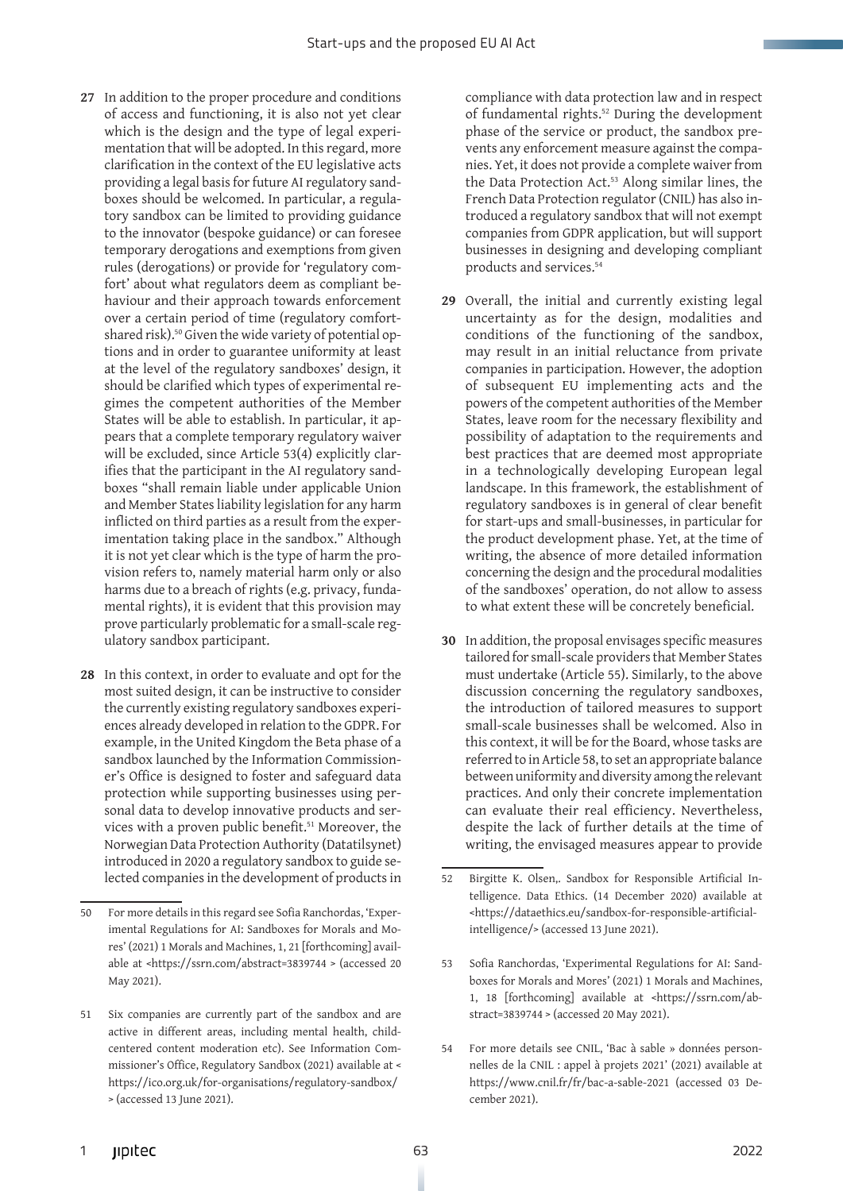**27** In addition to the proper procedure and conditions of access and functioning, it is also not yet clear which is the design and the type of legal experimentation that will be adopted. In this regard, more clarification in the context of the EU legislative acts providing a legal basis for future AI regulatory sandboxes should be welcomed. In particular, a regulatory sandbox can be limited to providing guidance to the innovator (bespoke guidance) or can foresee temporary derogations and exemptions from given rules (derogations) or provide for 'regulatory comfort' about what regulators deem as compliant behaviour and their approach towards enforcement over a certain period of time (regulatory comfort-shared risk).[50] Given the wide variety of potential options and in order to guarantee uniformity at least at the level of the regulatory sandboxes' design, it should be clarified which types of experimental regimes the competent authorities of the Member States will be able to establish. In particular, it appears that a complete temporary regulatory waiver will be excluded, since Article 53(4) explicitly clarifies that the participant in the AI regulatory sandboxes "shall remain liable under applicable Union and Member States liability legislation for any harm inflicted on third parties as a result from the experimentation taking place in the sandbox." Although it is not yet clear which is the type of harm the provision refers to, namely material harm only or also harms due to a breach of rights (e.g. privacy, fundamental rights), it is evident that this provision may prove particularly problematic for a small-scale regulatory sandbox participant.

**28** In this context, in order to evaluate and opt for the most suited design, it can be instructive to consider the currently existing regulatory sandboxes experiences already developed in relation to the GDPR. For example, in the United Kingdom the Beta phase of a sandbox launched by the Information Commissioner's Office is designed to foster and safeguard data protection while supporting businesses using personal data to develop innovative products and services with a proven public benefit.[51] Moreover, the Norwegian Data Protection Authority (Datatilsynet) introduced in 2020 a regulatory sandbox to guide selected companies in the development of products in compliance with data protection law and in respect of fundamental rights.[52] During the development phase of the service or product, the sandbox prevents any enforcement measure against the companies. Yet, it does not provide a complete waiver from the Data Protection Act.[53] Along similar lines, the French Data Protection regulator (CNIL) has also introduced a regulatory sandbox that will not exempt companies from GDPR application, but will support businesses in designing and developing compliant products and services.[54]

**29** Overall, the initial and currently existing legal uncertainty as for the design, modalities and conditions of the functioning of the sandbox, may result in an initial reluctance from private companies in participation. However, the adoption of subsequent EU implementing acts and the powers of the competent authorities of the Member States, leave room for the necessary flexibility and possibility of adaptation to the requirements and best practices that are deemed most appropriate in a technologically developing European legal landscape. In this framework, the establishment of regulatory sandboxes is in general of clear benefit for start-ups and small-businesses, in particular for the product development phase. Yet, at the time of writing, the absence of more detailed information concerning the design and the procedural modalities of the sandboxes' operation, do not allow to assess to what extent these will be concretely beneficial.

**30** In addition, the proposal envisages specific measures tailored for small-scale providers that Member States must undertake (Article 55). Similarly, to the above discussion concerning the regulatory sandboxes, the introduction of tailored measures to support small-scale businesses shall be welcomed. Also in this context, it will be for the Board, whose tasks are referred to in Article 58, to set an appropriate balance between uniformity and diversity among the relevant practices. And only their concrete implementation can evaluate their real efficiency. Nevertheless, despite the lack of further details at the time of writing, the envisaged measures appear to provide

---

50 For more details in this regard see Sofia Ranchordas, 'Experimental Regulations for AI: Sandboxes for Morals and Mores' (2021) 1 Morals and Machines, 1, 21 [forthcoming] available at <https://ssrn.com/abstract=3839744 > (accessed 20 May 2021).

51 Six companies are currently part of the sandbox and are active in different areas, including mental health, child-centered content moderation etc). See Information Commissioner's Office, Regulatory Sandbox (2021) available at < https://ico.org.uk/for-organisations/regulatory-sandbox/ > (accessed 13 June 2021).

52 Birgitte K. Olsen,. Sandbox for Responsible Artificial Intelligence. Data Ethics. (14 December 2020) available at <https://dataethics.eu/sandbox-for-responsible-artificial-intelligence/> (accessed 13 June 2021).

53 Sofia Ranchordas, 'Experimental Regulations for AI: Sandboxes for Morals and Mores' (2021) 1 Morals and Machines, 1, 18 [forthcoming] available at <https://ssrn.com/abstract=3839744 > (accessed 20 May 2021).

54 For more details see CNIL, 'Bac à sable » données personnelles de la CNIL : appel à projets 2021' (2021) available at https://www.cnil.fr/fr/bac-a-sable-2021 (accessed 03 December 2021).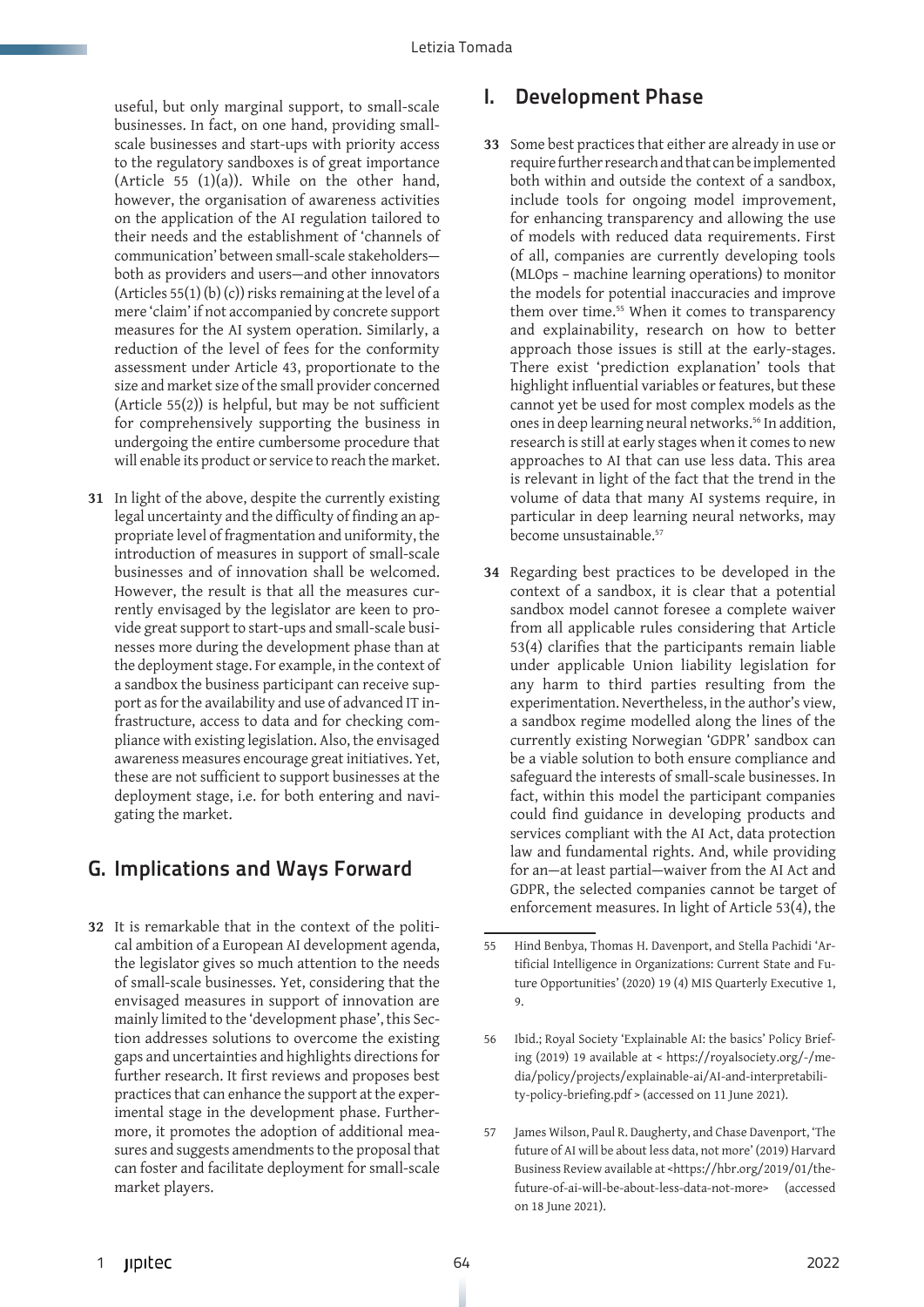useful, but only marginal support, to small-scale businesses. In fact, on one hand, providing small-scale businesses and start-ups with priority access to the regulatory sandboxes is of great importance (Article 55 (1)(a)). While on the other hand, however, the organisation of awareness activities on the application of the AI regulation tailored to their needs and the establishment of 'channels of communication' between small-scale stakeholders—both as providers and users—and other innovators (Articles 55(1) (b) (c)) risks remaining at the level of a mere 'claim' if not accompanied by concrete support measures for the AI system operation. Similarly, a reduction of the level of fees for the conformity assessment under Article 43, proportionate to the size and market size of the small provider concerned (Article 55(2)) is helpful, but may be not sufficient for comprehensively supporting the business in undergoing the entire cumbersome procedure that will enable its product or service to reach the market.

**31** In light of the above, despite the currently existing legal uncertainty and the difficulty of finding an appropriate level of fragmentation and uniformity, the introduction of measures in support of small-scale businesses and of innovation shall be welcomed. However, the result is that all the measures currently envisaged by the legislator are keen to provide great support to start-ups and small-scale businesses more during the development phase than at the deployment stage. For example, in the context of a sandbox the business participant can receive support as for the availability and use of advanced IT infrastructure, access to data and for checking compliance with existing legislation. Also, the envisaged awareness measures encourage great initiatives. Yet, these are not sufficient to support businesses at the deployment stage, i.e. for both entering and navigating the market.

## G. Implications and Ways Forward

**32** It is remarkable that in the context of the political ambition of a European AI development agenda, the legislator gives so much attention to the needs of small-scale businesses. Yet, considering that the envisaged measures in support of innovation are mainly limited to the 'development phase', this Section addresses solutions to overcome the existing gaps and uncertainties and highlights directions for further research. It first reviews and proposes best practices that can enhance the support at the experimental stage in the development phase. Furthermore, it promotes the adoption of additional measures and suggests amendments to the proposal that can foster and facilitate deployment for small-scale market players.

### I. Development Phase

**33** Some best practices that either are already in use or require further research and that can be implemented both within and outside the context of a sandbox, include tools for ongoing model improvement, for enhancing transparency and allowing the use of models with reduced data requirements. First of all, companies are currently developing tools (MLOps – machine learning operations) to monitor the models for potential inaccuracies and improve them over time.[55] When it comes to transparency and explainability, research on how to better approach those issues is still at the early-stages. There exist 'prediction explanation' tools that highlight influential variables or features, but these cannot yet be used for most complex models as the ones in deep learning neural networks.[56] In addition, research is still at early stages when it comes to new approaches to AI that can use less data. This area is relevant in light of the fact that the trend in the volume of data that many AI systems require, in particular in deep learning neural networks, may become unsustainable.[57]

**34** Regarding best practices to be developed in the context of a sandbox, it is clear that a potential sandbox model cannot foresee a complete waiver from all applicable rules considering that Article 53(4) clarifies that the participants remain liable under applicable Union liability legislation for any harm to third parties resulting from the experimentation. Nevertheless, in the author's view, a sandbox regime modelled along the lines of the currently existing Norwegian 'GDPR' sandbox can be a viable solution to both ensure compliance and safeguard the interests of small-scale businesses. In fact, within this model the participant companies could find guidance in developing products and services compliant with the AI Act, data protection law and fundamental rights. And, while providing for an—at least partial—waiver from the AI Act and GDPR, the selected companies cannot be target of enforcement measures. In light of Article 53(4), the

---

55 Hind Benbya, Thomas H. Davenport, and Stella Pachidi 'Artificial Intelligence in Organizations: Current State and Future Opportunities' (2020) 19 (4) MIS Quarterly Executive 1, 9.

56 Ibid.; Royal Society 'Explainable AI: the basics' Policy Briefing (2019) 19 available at < https://royalsociety.org/-/media/policy/projects/explainable-ai/AI-and-interpretability-policy-briefing.pdf > (accessed on 11 June 2021).

57 James Wilson, Paul R. Daugherty, and Chase Davenport, 'The future of AI will be about less data, not more' (2019) Harvard Business Review available at <https://hbr.org/2019/01/the-future-of-ai-will-be-about-less-data-not-more> (accessed on 18 June 2021).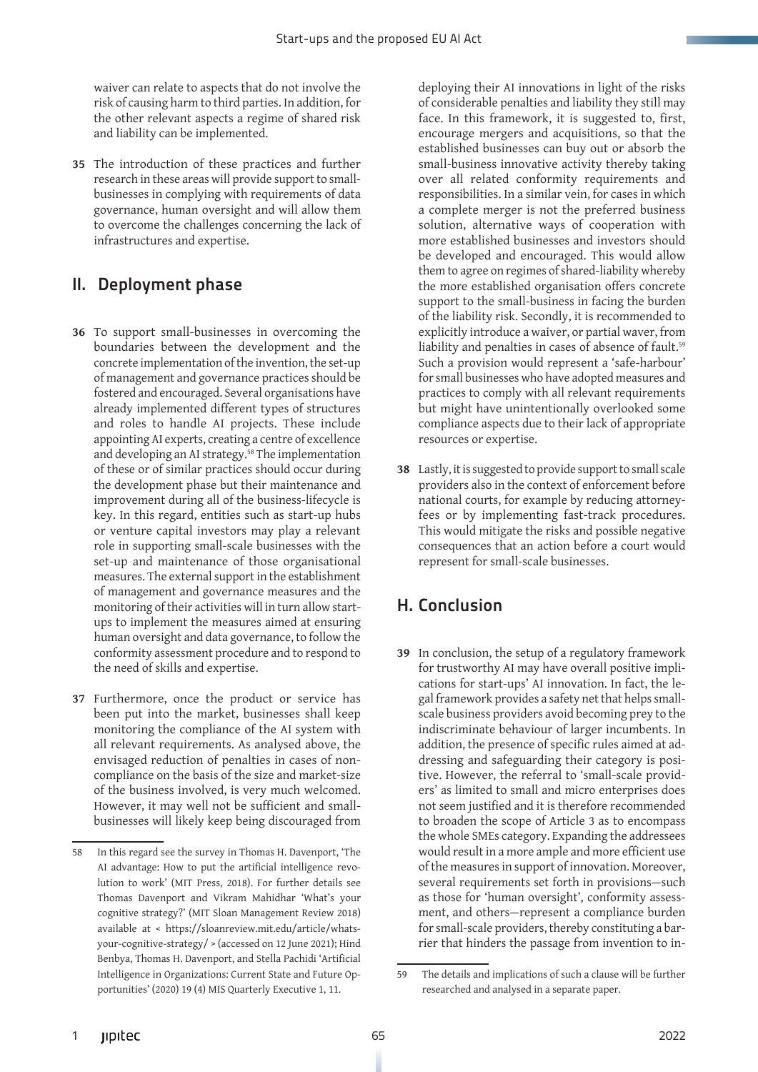waiver can relate to aspects that do not involve the risk of causing harm to third parties. In addition, for the other relevant aspects a regime of shared risk and liability can be implemented.

**35** The introduction of these practices and further research in these areas will provide support to small-businesses in complying with requirements of data governance, human oversight and will allow them to overcome the challenges concerning the lack of infrastructures and expertise.

## II. Deployment phase

**36** To support small-businesses in overcoming the boundaries between the development and the concrete implementation of the invention, the set-up of management and governance practices should be fostered and encouraged. Several organisations have already implemented different types of structures and roles to handle AI projects. These include appointing AI experts, creating a centre of excellence and developing an AI strategy.[58] The implementation of these or of similar practices should occur during the development phase but their maintenance and improvement during all of the business-lifecycle is key. In this regard, entities such as start-up hubs or venture capital investors may play a relevant role in supporting small-scale businesses with the set-up and maintenance of those organisational measures. The external support in the establishment of management and governance measures and the monitoring of their activities will in turn allow start-ups to implement the measures aimed at ensuring human oversight and data governance, to follow the conformity assessment procedure and to respond to the need of skills and expertise.

**37** Furthermore, once the product or service has been put into the market, businesses shall keep monitoring the compliance of the AI system with all relevant requirements. As analysed above, the envisaged reduction of penalties in cases of non-compliance on the basis of the size and market-size of the business involved, is very much welcomed. However, it may well not be sufficient and small-businesses will likely keep being discouraged from deploying their AI innovations in light of the risks of considerable penalties and liability they still may face. In this framework, it is suggested to, first, encourage mergers and acquisitions, so that the established businesses can buy out or absorb the small-business innovative activity thereby taking over all related conformity requirements and responsibilities. In a similar vein, for cases in which a complete merger is not the preferred business solution, alternative ways of cooperation with more established businesses and investors should be developed and encouraged. This would allow them to agree on regimes of shared-liability whereby the more established organisation offers concrete support to the small-business in facing the burden of the liability risk. Secondly, it is recommended to explicitly introduce a waiver, or partial waver, from liability and penalties in cases of absence of fault.[59] Such a provision would represent a 'safe-harbour' for small businesses who have adopted measures and practices to comply with all relevant requirements but might have unintentionally overlooked some compliance aspects due to their lack of appropriate resources or expertise.

**38** Lastly, it is suggested to provide support to small scale providers also in the context of enforcement before national courts, for example by reducing attorney-fees or by implementing fast-track procedures. This would mitigate the risks and possible negative consequences that an action before a court would represent for small-scale businesses.

# H. Conclusion

**39** In conclusion, the setup of a regulatory framework for trustworthy AI may have overall positive implications for start-ups' AI innovation. In fact, the legal framework provides a safety net that helps small-scale business providers avoid becoming prey to the indiscriminate behaviour of larger incumbents. In addition, the presence of specific rules aimed at addressing and safeguarding their category is positive. However, the referral to 'small-scale providers' as limited to small and micro enterprises does not seem justified and it is therefore recommended to broaden the scope of Article 3 as to encompass the whole SMEs category. Expanding the addressees would result in a more ample and more efficient use of the measures in support of innovation. Moreover, several requirements set forth in provisions—such as those for 'human oversight', conformity assessment, and others—represent a compliance burden for small-scale providers, thereby constituting a barrier that hinders the passage from invention to in-

---

58 In this regard see the survey in Thomas H. Davenport, 'The AI advantage: How to put the artificial intelligence revolution to work' (MIT Press, 2018). For further details see Thomas Davenport and Vikram Mahidhar 'What's your cognitive strategy?' (MIT Sloan Management Review 2018) available at < https://sloanreview.mit.edu/article/whats-your-cognitive-strategy/ > (accessed on 12 June 2021); Hind Benbya, Thomas H. Davenport, and Stella Pachidi 'Artificial Intelligence in Organizations: Current State and Future Opportunities' (2020) 19 (4) MIS Quarterly Executive 1, 11.

59 The details and implications of such a clause will be further researched and analysed in a separate paper.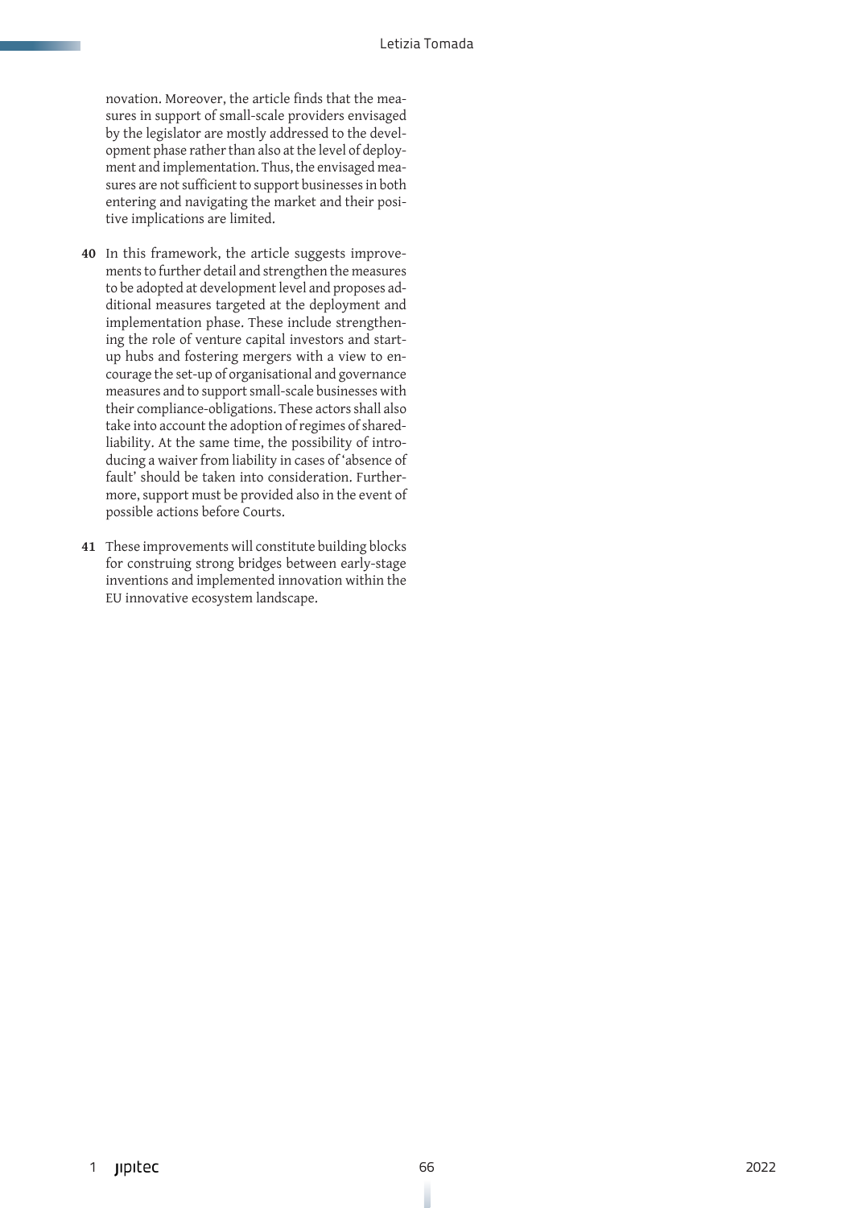novation. Moreover, the article finds that the measures in support of small-scale providers envisaged by the legislator are mostly addressed to the development phase rather than also at the level of deployment and implementation. Thus, the envisaged measures are not sufficient to support businesses in both entering and navigating the market and their positive implications are limited.

**40** In this framework, the article suggests improvements to further detail and strengthen the measures to be adopted at development level and proposes additional measures targeted at the deployment and implementation phase. These include strengthening the role of venture capital investors and start-up hubs and fostering mergers with a view to encourage the set-up of organisational and governance measures and to support small-scale businesses with their compliance-obligations. These actors shall also take into account the adoption of regimes of shared-liability. At the same time, the possibility of introducing a waiver from liability in cases of 'absence of fault' should be taken into consideration. Furthermore, support must be provided also in the event of possible actions before Courts.

**41** These improvements will constitute building blocks for construing strong bridges between early-stage inventions and implemented innovation within the EU innovative ecosystem landscape.